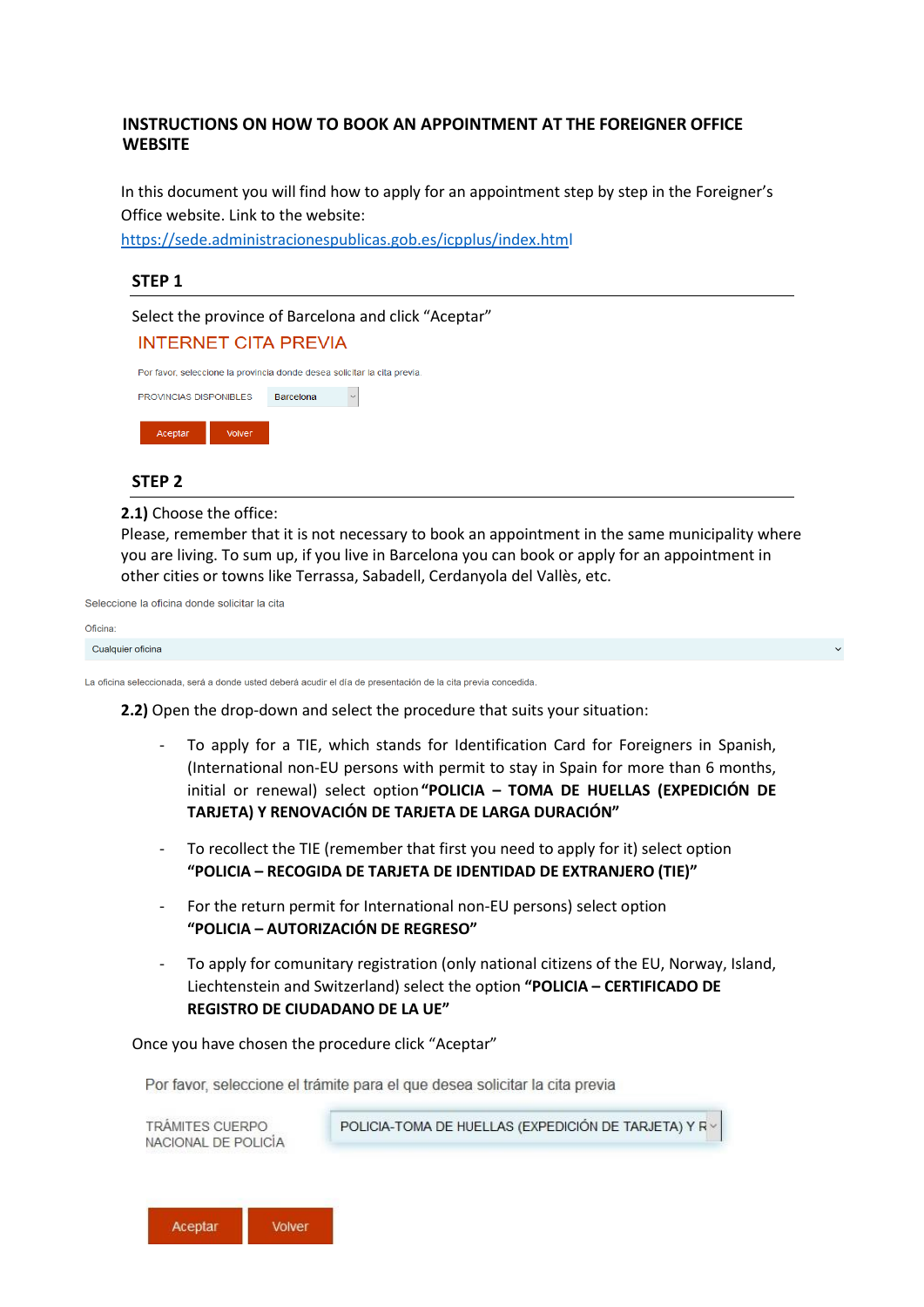# INSTRUCTIONS ON HOW TO BOOK AN APPOINTMENT AT THE FOREIGNER OFFICE WEBSITE

In this document you will find how to apply for an appointment step by step in the Foreigner's Office website. Link to the website:
https://sede.administracionespublicas.gob.es/icpplus/index.html

## STEP 1

Select the province of Barcelona and click "Aceptar"

INTERNET CITA PREVIA

Por favor, seleccione la provincia donde desea solicitar la cita previa

PROVINCIAS DISPONIBLES Barcelona

Aceptar Volver

## STEP 2

**2.1)** Choose the office:
Please, remember that it is not necessary to book an appointment in the same municipality where you are living. To sum up, if you live in Barcelona you can book or apply for an appointment in other cities or towns like Terrassa, Sabadell, Cerdanyola del Vallès, etc.

Seleccione la oficina donde solicitar la cita

Oficina:

Cualquier oficina

La oficina seleccionada, será a donde usted deberá acudir el día de presentación de la cita previa concedida.

**2.2)** Open the drop-down and select the procedure that suits your situation:

- To apply for a TIE, which stands for Identification Card for Foreigners in Spanish, (International non-EU persons with permit to stay in Spain for more than 6 months, initial or renewal) select option **"POLICIA – TOMA DE HUELLAS (EXPEDICIÓN DE TARJETA) Y RENOVACIÓN DE TARJETA DE LARGA DURACIÓN"**

- To recollect the TIE (remember that first you need to apply for it) select option **"POLICIA – RECOGIDA DE TARJETA DE IDENTIDAD DE EXTRANJERO (TIE)"**

- For the return permit for International non-EU persons) select option **"POLICIA – AUTORIZACIÓN DE REGRESO"**

- To apply for comunitary registration (only national citizens of the EU, Norway, Island, Liechtenstein and Switzerland) select the option **"POLICIA – CERTIFICADO DE REGISTRO DE CIUDADANO DE LA UE"**

Once you have chosen the procedure click "Aceptar"

Por favor, seleccione el trámite para el que desea solicitar la cita previa

TRÁMITES CUERPO NACIONAL DE POLICÍA POLICIA-TOMA DE HUELLAS (EXPEDICIÓN DE TARJETA) Y R

Aceptar Volver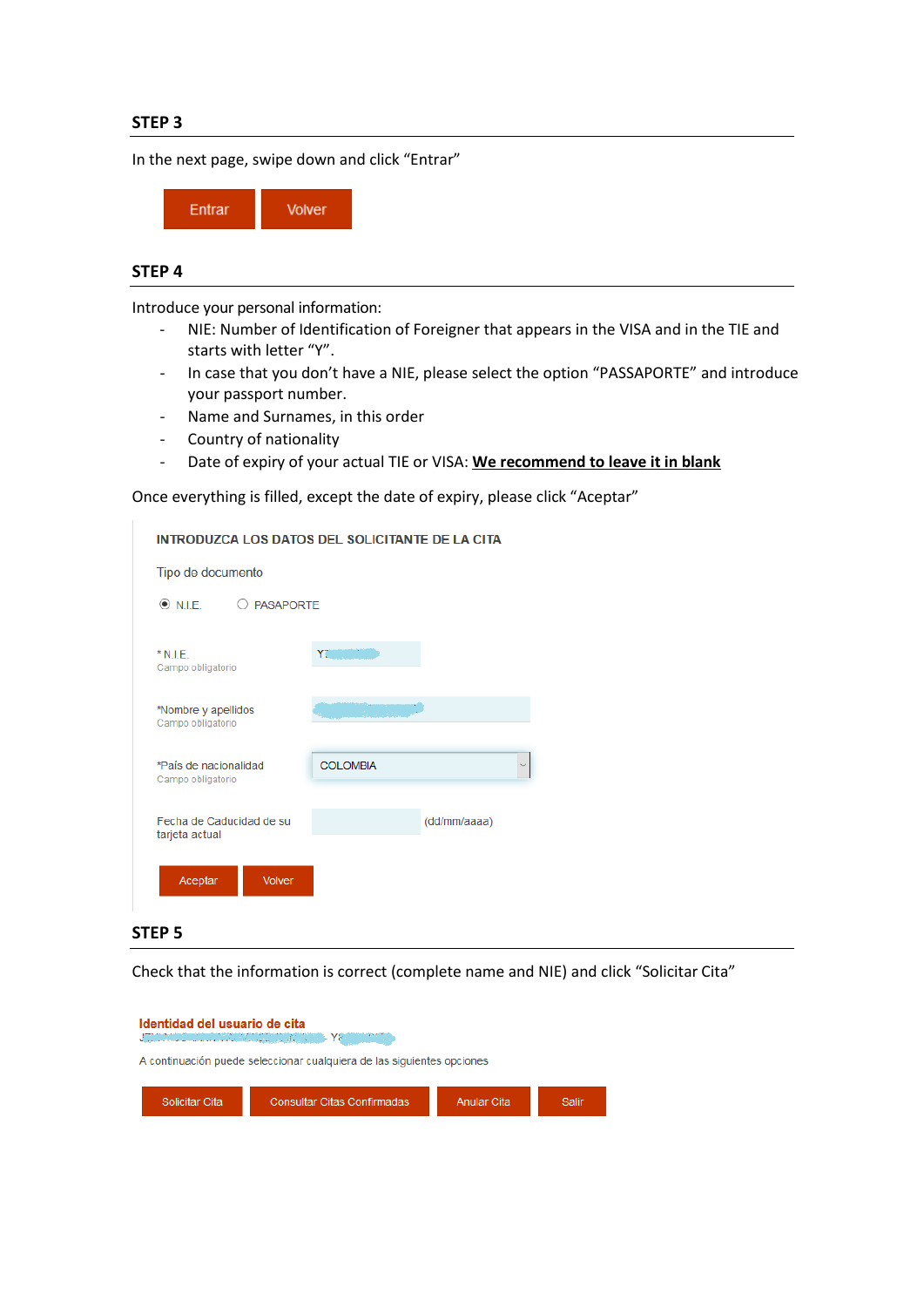## STEP 3

In the next page, swipe down and click “Entrar”

Entrar Volver

## STEP 4

Introduce your personal information:

- NIE: Number of Identification of Foreigner that appears in the VISA and in the TIE and starts with letter “Y”.
- In case that you don’t have a NIE, please select the option “PASSAPORTE” and introduce your passport number.
- Name and Surnames, in this order
- Country of nationality
- Date of expiry of your actual TIE or VISA: **We recommend to leave it in blank**

Once everything is filled, except the date of expiry, please click “Aceptar”

INTRODUZCA LOS DATOS DEL SOLICITANTE DE LA CITA

Tipo de documento

◉ N.I.E. ○ PASAPORTE

*N.I.E. Campo obligatorio — Y

*Nombre y apellidos Campo obligatorio

*País de nacionalidad Campo obligatorio — COLOMBIA

Fecha de Caducidad de su tarjeta actual — (dd/mm/aaaa)

Aceptar Volver

## STEP 5

Check that the information is correct (complete name and NIE) and click “Solicitar Cita”

Identidad del usuario de cita

- Y

A continuación puede seleccionar cualquiera de las siguientes opciones

Solicitar Cita Consultar Citas Confirmadas Anular Cita Salir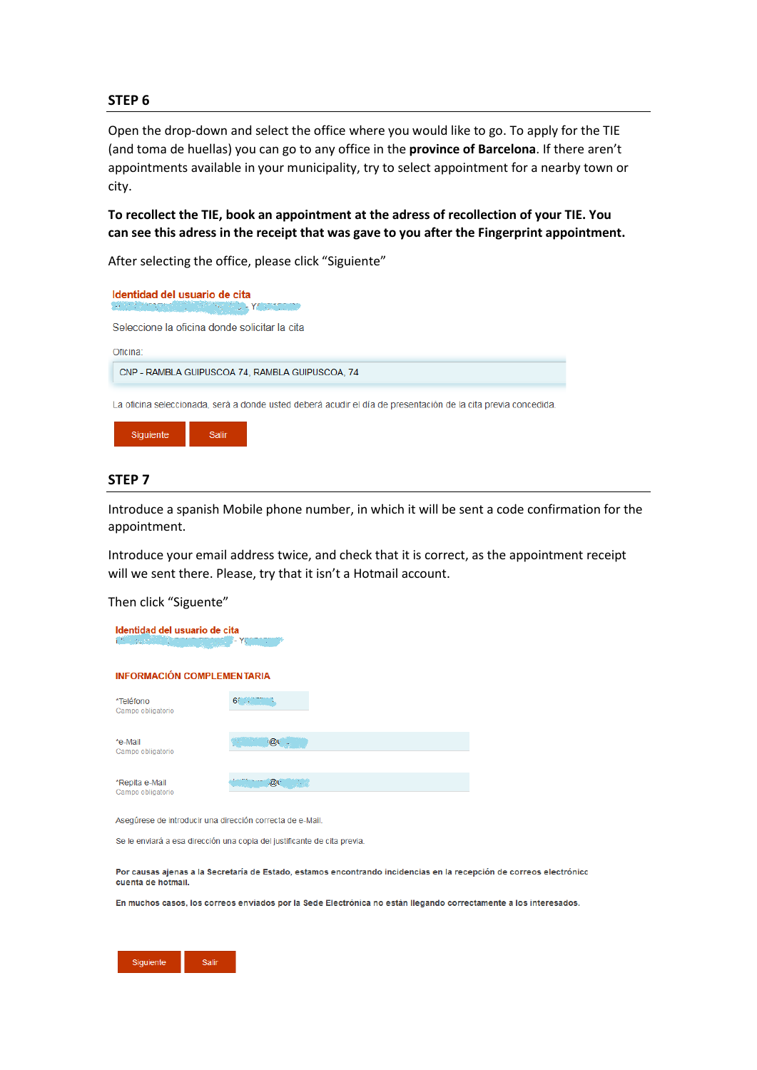## STEP 6

Open the drop-down and select the office where you would like to go. To apply for the TIE (and toma de huellas) you can go to any office in the **province of Barcelona**. If there aren't appointments available in your municipality, try to select appointment for a nearby town or city.

**To recollect the TIE, book an appointment at the adress of recollection of your TIE. You can see this adress in the receipt that was gave to you after the Fingerprint appointment.**

After selecting the office, please click "Siguiente"

**Identidad del usuario de cita**

Seleccione la oficina donde solicitar la cita

Oficina:

CNP - RAMBLA GUIPUSCOA 74, RAMBLA GUIPUSCOA, 74

La oficina seleccionada, será a donde usted deberá acudir el día de presentación de la cita previa concedida.

Siguiente | Salir

## STEP 7

Introduce a spanish Mobile phone number, in which it will be sent a code confirmation for the appointment.

Introduce your email address twice, and check that it is correct, as the appointment receipt will we sent there. Please, try that it isn't a Hotmail account.

Then click "Siguente"

**Identidad del usuario de cita**

**INFORMACIÓN COMPLEMENTARIA**

*Teléfono
Campo obligatorio

*e-Mail
Campo obligatorio

*Repita e-Mail
Campo obligatorio

Asegúrese de introducir una dirección correcta de e-Mail.

Se le enviará a esa dirección una copia del justificante de cita previa.

**Por causas ajenas a la Secretaría de Estado, estamos encontrando incidencias en la recepción de correos electrónicc cuenta de hotmail.**

**En muchos casos, los correos enviados por la Sede Electrónica no están llegando correctamente a los interesados.**

Siguiente | Salir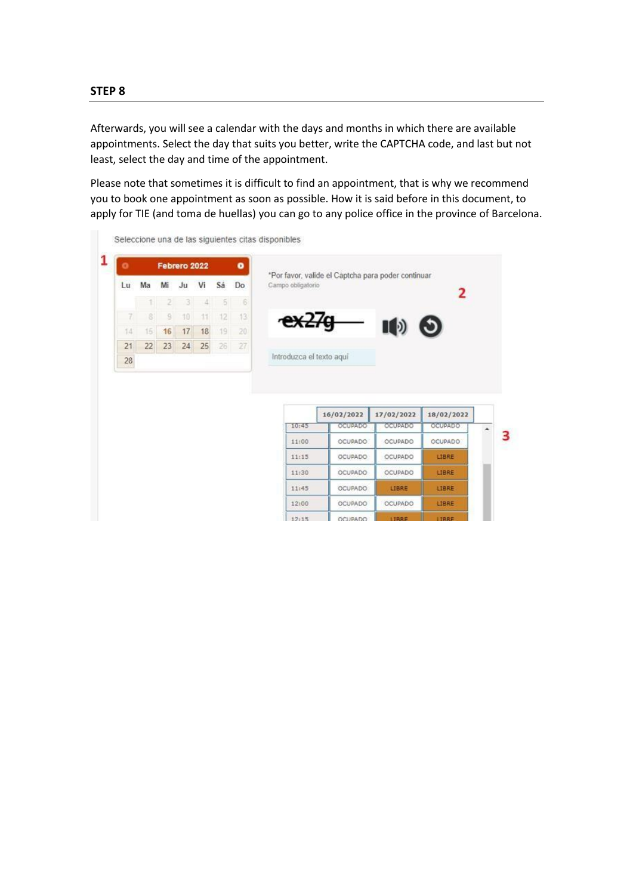## STEP 8

Afterwards, you will see a calendar with the days and months in which there are available appointments. Select the day that suits you better, write the CAPTCHA code, and last but not least, select the day and time of the appointment.

Please note that sometimes it is difficult to find an appointment, that is why we recommend you to book one appointment as soon as possible. How it is said before in this document, to apply for TIE (and toma de huellas) you can go to any police office in the province of Barcelona.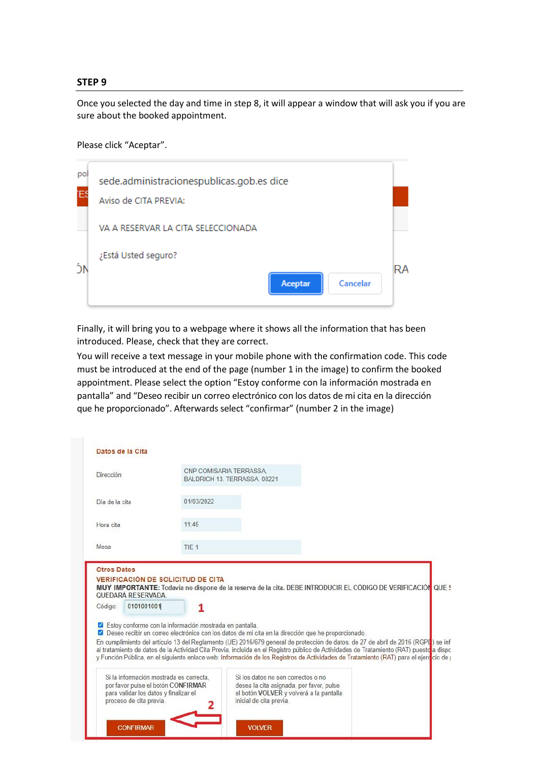## STEP 9

Once you selected the day and time in step 8, it will appear a window that will ask you if you are sure about the booked appointment.

Please click "Aceptar".

sede.administracionespublicas.gob.es dice

Aviso de CITA PREVIA:

VA A RESERVAR LA CITA SELECCIONADA

¿Está Usted seguro?

Aceptar | Cancelar

Finally, it will bring you to a webpage where it shows all the information that has been introduced. Please, check that they are correct.

You will receive a text message in your mobile phone with the confirmation code. This code must be introduced at the end of the page (number 1 in the image) to confirm the booked appointment. Please select the option "Estoy conforme con la información mostrada en pantalla" and "Deseo recibir un correo electrónico con los datos de mi cita en la dirección que he proporcionado". Afterwards select "confirmar" (number 2 in the image)

**Datos de la Cita**

| | |
|---|---|
| Dirección | CNP COMISARIA TERRASSA, BALDRICH 13, TERRASSA, 08221 |
| Día de la cita | 01/03/2022 |
| Hora cita | 11:45 |
| Mesa | TIE 1 |

**Otros Datos**

**VERIFICACIÓN DE SOLICITUD DE CITA**

**MUY IMPORTANTE:** Todavía no dispone de la reserva de la cita. DEBE INTRODUCIR EL CÓDIGO DE VERIFICACIÓN QUE S... QUEDARÁ RESERVADA.

Código: 0101001001 **1**

☑ Estoy conforme con la información mostrada en pantalla.

☑ Deseo recibir un correo electrónico con los datos de mi cita en la dirección que he proporcionado.

En cumplimiento del artículo 13 del Reglamento (UE) 2016/679 general de protección de datos, de 27 de abril de 2016 (RGPD) se inf... al tratamiento de datos de la Actividad Cita Previa, incluida en el Registro público de Actividades de Tratamiento (RAT) puesto a disp... y Función Pública, en el siguiente enlace web: Información de los Registros de Actividades de Tratamiento (RAT) para el ejercicio de ...

Si la información mostrada es correcta, por favor pulse el botón CONFIRMAR para validar los datos y finalizar el proceso de cita previa. **2**

CONFIRMAR

Si los datos no son correctos o no desea la cita asignada, por favor, pulse el botón **VOLVER** y volverá a la pantalla inicial de cita previa.

VOLVER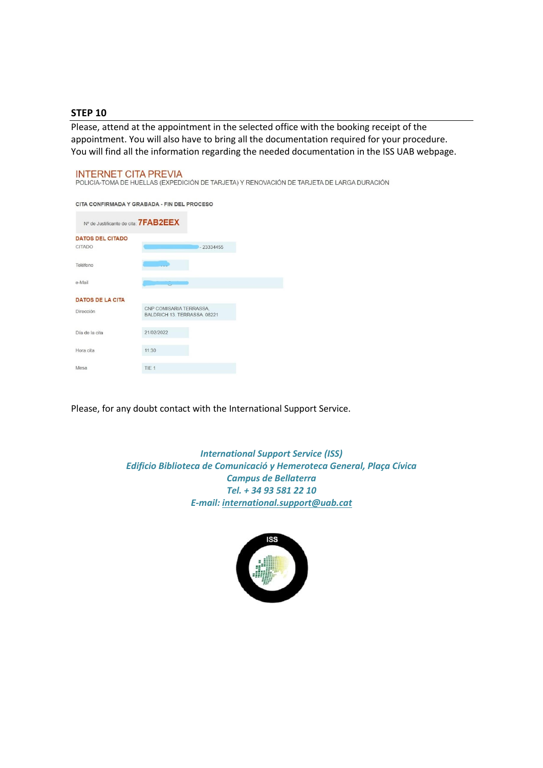## STEP 10

Please, attend at the appointment in the selected office with the booking receipt of the appointment. You will also have to bring all the documentation required for your procedure. You will find all the information regarding the needed documentation in the ISS UAB webpage.

INTERNET CITA PREVIA

POLICIA-TOMA DE HUELLAS (EXPEDICIÓN DE TARJETA) Y RENOVACIÓN DE TARJETA DE LARGA DURACIÓN

CITA CONFIRMADA Y GRABADA - FIN DEL PROCESO

Nº de Justificante de cita: **7FAB2EEX**

**DATOS DEL CITADO**

| | |
|---|---|
| CITADO | - 23334455 |
| Teléfono | |
| e-Mail | |

**DATOS DE LA CITA**

| | |
|---|---|
| Dirección | CNP COMISARIA TERRASSA, BALDRICH 13, TERRASSA 08221 |
| Día de la cita | 21/02/2022 |
| Hora cita | 11:30 |
| Mesa | TIE 1 |

Please, for any doubt contact with the International Support Service.

*International Support Service (ISS)*
*Edificio Biblioteca de Comunicació y Hemeroteca General, Plaça Cívica*
*Campus de Bellaterra*
*Tel. + 34 93 581 22 10*
*E-mail: international.support@uab.cat*

ISS